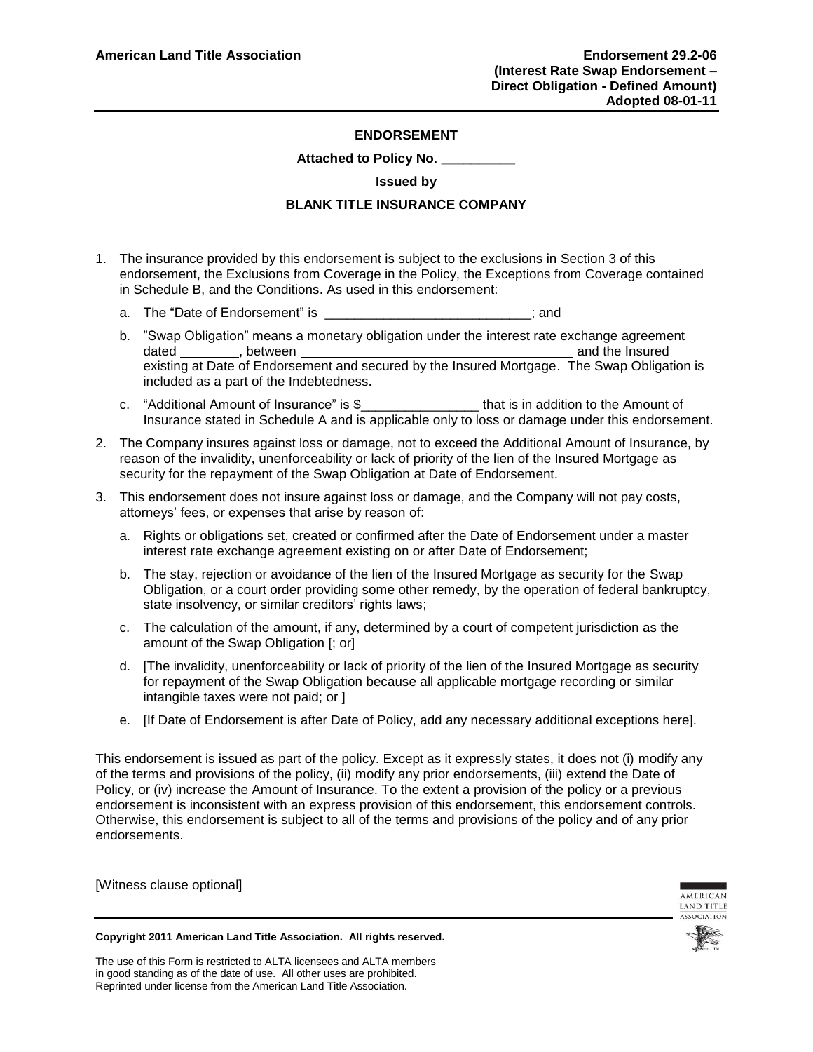**American Land Title Association**

**Endorsement 29.2-06**
**(Interest Rate Swap Endorsement – Direct Obligation - Defined Amount)**
**Adopted 08-01-11**

**ENDORSEMENT**

**Attached to Policy No. __________**

**Issued by**

**BLANK TITLE INSURANCE COMPANY**

1. The insurance provided by this endorsement is subject to the exclusions in Section 3 of this endorsement, the Exclusions from Coverage in the Policy, the Exceptions from Coverage contained in Schedule B, and the Conditions. As used in this endorsement:
   a. The "Date of Endorsement" is ____________________________; and
   b. "Swap Obligation" means a monetary obligation under the interest rate exchange agreement dated ________, between _____________________________________ and the Insured existing at Date of Endorsement and secured by the Insured Mortgage. The Swap Obligation is included as a part of the Indebtedness.
   c. "Additional Amount of Insurance" is $________________ that is in addition to the Amount of Insurance stated in Schedule A and is applicable only to loss or damage under this endorsement.
2. The Company insures against loss or damage, not to exceed the Additional Amount of Insurance, by reason of the invalidity, unenforceability or lack of priority of the lien of the Insured Mortgage as security for the repayment of the Swap Obligation at Date of Endorsement.
3. This endorsement does not insure against loss or damage, and the Company will not pay costs, attorneys' fees, or expenses that arise by reason of:
   a. Rights or obligations set, created or confirmed after the Date of Endorsement under a master interest rate exchange agreement existing on or after Date of Endorsement;
   b. The stay, rejection or avoidance of the lien of the Insured Mortgage as security for the Swap Obligation, or a court order providing some other remedy, by the operation of federal bankruptcy, state insolvency, or similar creditors' rights laws;
   c. The calculation of the amount, if any, determined by a court of competent jurisdiction as the amount of the Swap Obligation [; or]
   d. [The invalidity, unenforceability or lack of priority of the lien of the Insured Mortgage as security for repayment of the Swap Obligation because all applicable mortgage recording or similar intangible taxes were not paid; or ]
   e. [If Date of Endorsement is after Date of Policy, add any necessary additional exceptions here].

This endorsement is issued as part of the policy. Except as it expressly states, it does not (i) modify any of the terms and provisions of the policy, (ii) modify any prior endorsements, (iii) extend the Date of Policy, or (iv) increase the Amount of Insurance. To the extent a provision of the policy or a previous endorsement is inconsistent with an express provision of this endorsement, this endorsement controls. Otherwise, this endorsement is subject to all of the terms and provisions of the policy and of any prior endorsements.

[Witness clause optional]

**Copyright 2011 American Land Title Association. All rights reserved.**

The use of this Form is restricted to ALTA licensees and ALTA members in good standing as of the date of use. All other uses are prohibited. Reprinted under license from the American Land Title Association.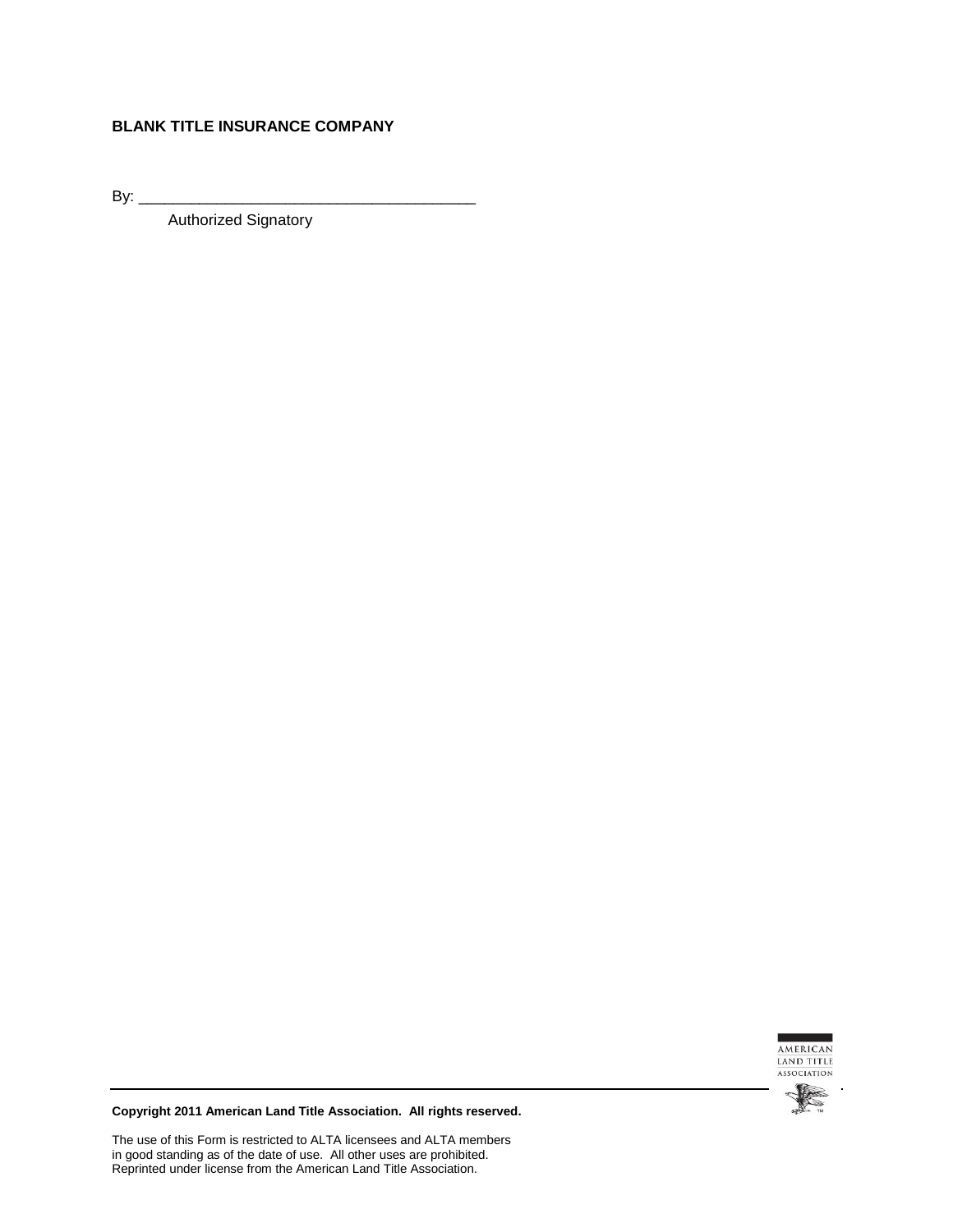**BLANK TITLE INSURANCE COMPANY**

By: ________________________________________

Authorized Signatory

**Copyright 2011 American Land Title Association. All rights reserved.**

The use of this Form is restricted to ALTA licensees and ALTA members in good standing as of the date of use. All other uses are prohibited. Reprinted under license from the American Land Title Association.